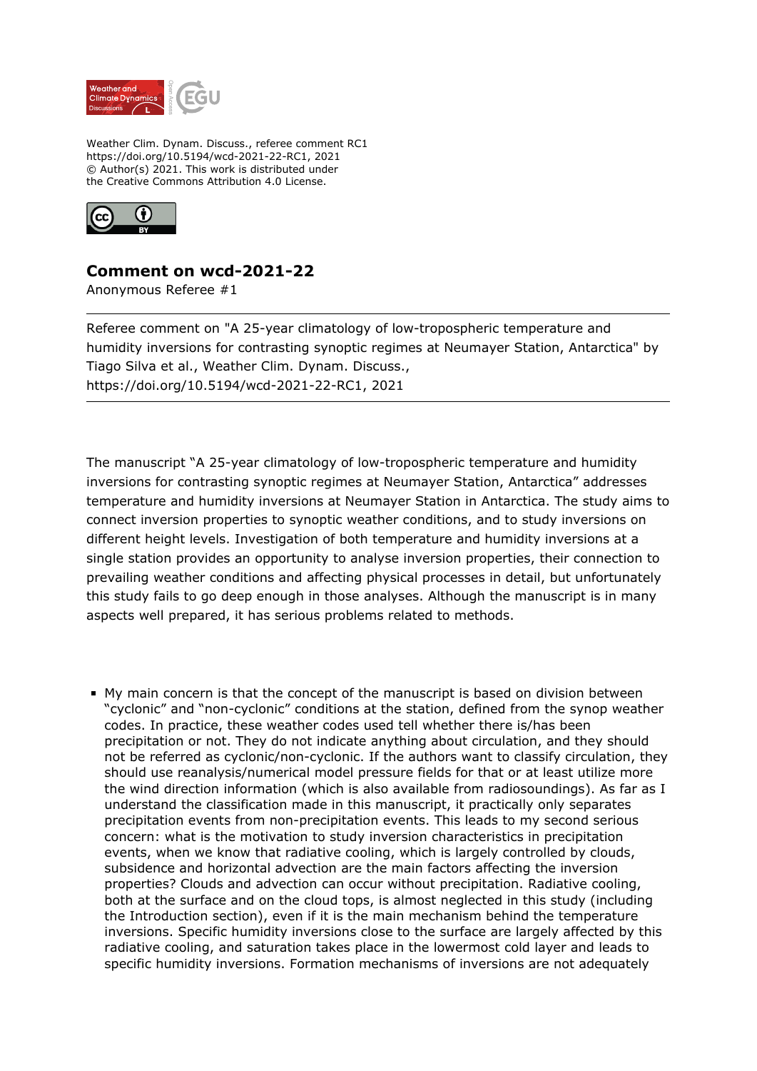Weather Clim. Dynam. Discuss., referee comment RC1
https://doi.org/10.5194/wcd-2021-22-RC1, 2021
© Author(s) 2021. This work is distributed under
the Creative Commons Attribution 4.0 License.

# Comment on wcd-2021-22

Anonymous Referee #1

---

Referee comment on "A 25-year climatology of low-tropospheric temperature and humidity inversions for contrasting synoptic regimes at Neumayer Station, Antarctica" by Tiago Silva et al., Weather Clim. Dynam. Discuss., https://doi.org/10.5194/wcd-2021-22-RC1, 2021

---

The manuscript "A 25-year climatology of low-tropospheric temperature and humidity inversions for contrasting synoptic regimes at Neumayer Station, Antarctica" addresses temperature and humidity inversions at Neumayer Station in Antarctica. The study aims to connect inversion properties to synoptic weather conditions, and to study inversions on different height levels. Investigation of both temperature and humidity inversions at a single station provides an opportunity to analyse inversion properties, their connection to prevailing weather conditions and affecting physical processes in detail, but unfortunately this study fails to go deep enough in those analyses. Although the manuscript is in many aspects well prepared, it has serious problems related to methods.

- My main concern is that the concept of the manuscript is based on division between "cyclonic" and "non-cyclonic" conditions at the station, defined from the synop weather codes. In practice, these weather codes used tell whether there is/has been precipitation or not. They do not indicate anything about circulation, and they should not be referred as cyclonic/non-cyclonic. If the authors want to classify circulation, they should use reanalysis/numerical model pressure fields for that or at least utilize more the wind direction information (which is also available from radiosoundings). As far as I understand the classification made in this manuscript, it practically only separates precipitation events from non-precipitation events. This leads to my second serious concern: what is the motivation to study inversion characteristics in precipitation events, when we know that radiative cooling, which is largely controlled by clouds, subsidence and horizontal advection are the main factors affecting the inversion properties? Clouds and advection can occur without precipitation. Radiative cooling, both at the surface and on the cloud tops, is almost neglected in this study (including the Introduction section), even if it is the main mechanism behind the temperature inversions. Specific humidity inversions close to the surface are largely affected by this radiative cooling, and saturation takes place in the lowermost cold layer and leads to specific humidity inversions. Formation mechanisms of inversions are not adequately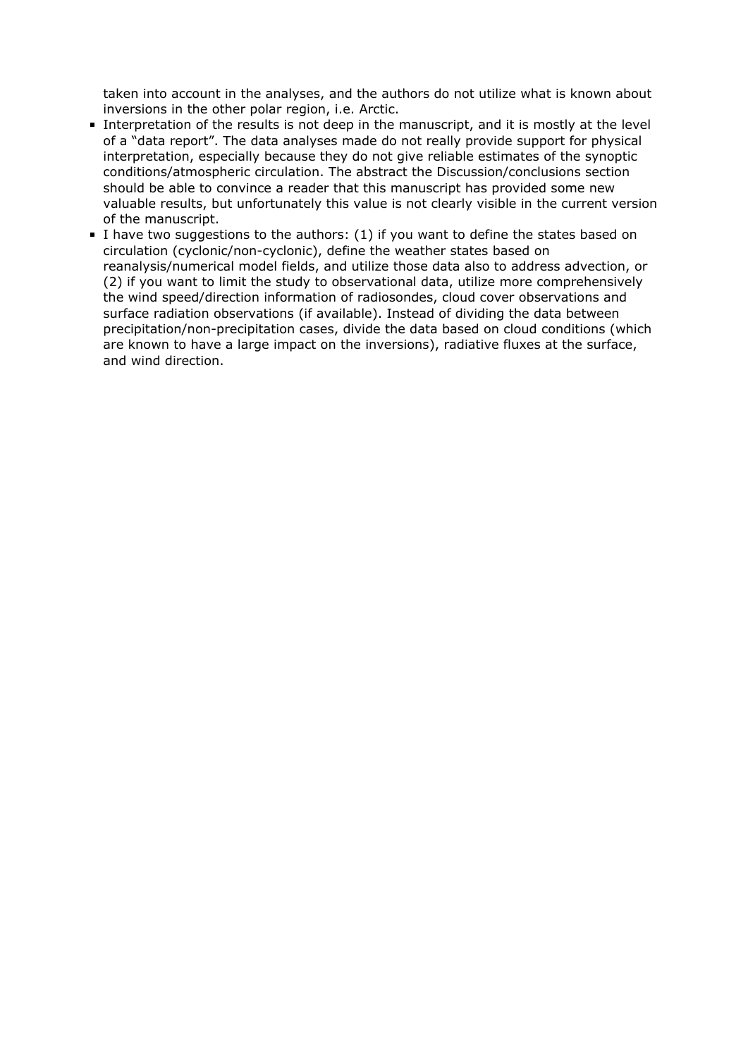taken into account in the analyses, and the authors do not utilize what is known about inversions in the other polar region, i.e. Arctic.

- Interpretation of the results is not deep in the manuscript, and it is mostly at the level of a "data report". The data analyses made do not really provide support for physical interpretation, especially because they do not give reliable estimates of the synoptic conditions/atmospheric circulation. The abstract the Discussion/conclusions section should be able to convince a reader that this manuscript has provided some new valuable results, but unfortunately this value is not clearly visible in the current version of the manuscript.
- I have two suggestions to the authors: (1) if you want to define the states based on circulation (cyclonic/non-cyclonic), define the weather states based on reanalysis/numerical model fields, and utilize those data also to address advection, or (2) if you want to limit the study to observational data, utilize more comprehensively the wind speed/direction information of radiosondes, cloud cover observations and surface radiation observations (if available). Instead of dividing the data between precipitation/non-precipitation cases, divide the data based on cloud conditions (which are known to have a large impact on the inversions), radiative fluxes at the surface, and wind direction.